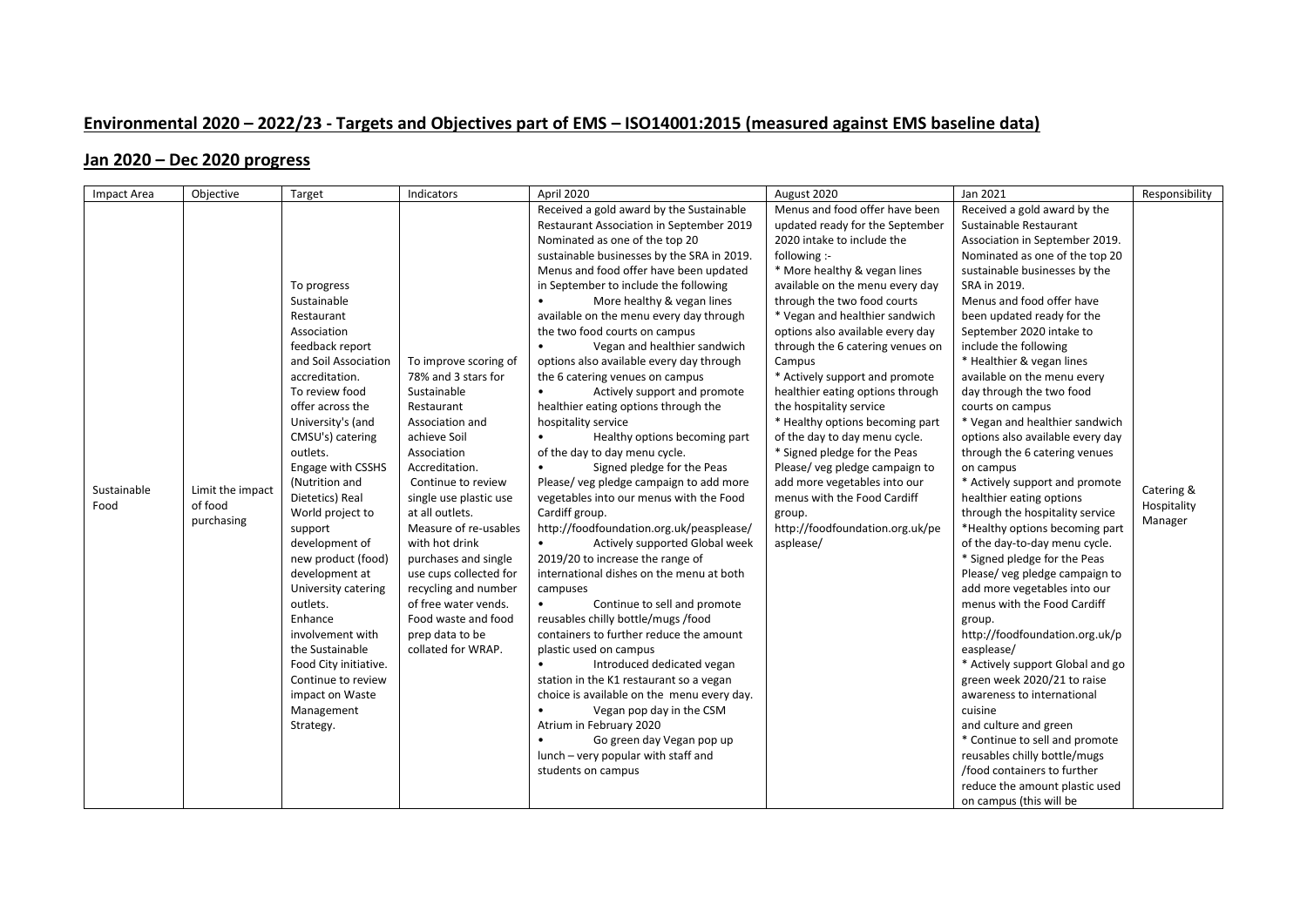# Environmental 2020 – 2022/23 - Targets and Objectives part of EMS – ISO14001:2015 (measured against EMS baseline data)

## Jan 2020 – Dec 2020 progress

| Impact Area | Objective | Target | Indicators | April 2020 | August 2020 | Jan 2021 | Responsibility |
|---|---|---|---|---|---|---|---|
| Sustainable Food | Limit the impact of food purchasing | To progress Sustainable Restaurant Association feedback report and Soil Association accreditation.<br>To review food offer across the University's (and CMSU's) catering outlets.<br>Engage with CSSHS (Nutrition and Dietetics) Real World project to support development of new product (food) development at University catering outlets.<br>Enhance involvement with the Sustainable Food City initiative.<br>Continue to review impact on Waste Management Strategy. | To improve scoring of 78% and 3 stars for Sustainable Restaurant Association and achieve Soil Association Accreditation.<br>Continue to review single use plastic use at all outlets.<br>Measure of re-usables with hot drink purchases and single use cups collected for recycling and number of free water vends.<br>Food waste and food prep data to be collated for WRAP. | Received a gold award by the Sustainable Restaurant Association in September 2019<br>Nominated as one of the top 20 sustainable businesses by the SRA in 2019.<br>Menus and food offer have been updated in September to include the following<br>• More healthy & vegan lines available on the menu every day through the two food courts on campus<br>• Vegan and healthier sandwich options also available every day through the 6 catering venues on campus<br>• Actively support and promote healthier eating options through the hospitality service<br>• Healthy options becoming part of the day to day menu cycle.<br>• Signed pledge for the Peas Please/ veg pledge campaign to add more vegetables into our menus with the Food Cardiff group.<br>http://foodfoundation.org.uk/peasplease/<br>• Actively supported Global week 2019/20 to increase the range of international dishes on the menu at both campuses<br>• Continue to sell and promote reusables chilly bottle/mugs /food containers to further reduce the amount plastic used on campus<br>• Introduced dedicated vegan station in the K1 restaurant so a vegan choice is available on the menu every day.<br>• Vegan pop day in the CSM Atrium in February 2020<br>• Go green day Vegan pop up lunch – very popular with staff and students on campus | Menus and food offer have been updated ready for the September 2020 intake to include the following :-<br>* More healthy & vegan lines available on the menu every day through the two food courts<br>* Vegan and healthier sandwich options also available every day through the 6 catering venues on Campus<br>* Actively support and promote healthier eating options through the hospitality service<br>* Healthy options becoming part of the day to day menu cycle.<br>* Signed pledge for the Peas Please/ veg pledge campaign to add more vegetables into our menus with the Food Cardiff group.<br>http://foodfoundation.org.uk/peasplease/ | Received a gold award by the Sustainable Restaurant Association in September 2019.<br>Nominated as one of the top 20 sustainable businesses by the SRA in 2019.<br>Menus and food offer have been updated ready for the September 2020 intake to include the following<br>* Healthier & vegan lines available on the menu every day through the two food courts on campus<br>* Vegan and healthier sandwich options also available every day through the 6 catering venues on campus<br>* Actively support and promote healthier eating options through the hospitality service<br>*Healthy options becoming part of the day-to-day menu cycle.<br>* Signed pledge for the Peas Please/ veg pledge campaign to add more vegetables into our menus with the Food Cardiff group.<br>http://foodfoundation.org.uk/peasplease/<br>* Actively support Global and go green week 2020/21 to raise awareness to international cuisine and culture and green<br>* Continue to sell and promote reusables chilly bottle/mugs /food containers to further reduce the amount plastic used on campus (this will be | Catering & Hospitality Manager |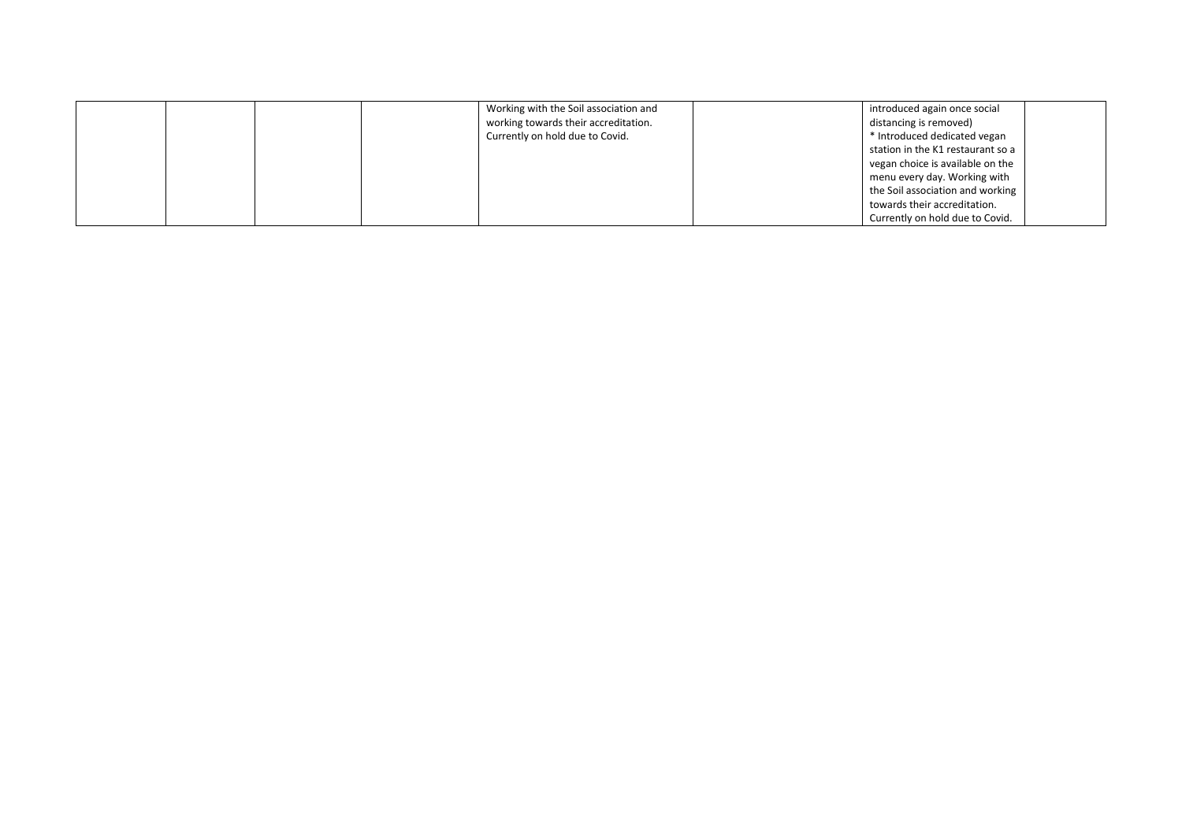| | | | | | | | |
|---|---|---|---|---|---|---|---|
| | | | | Working with the Soil association and working towards their accreditation. Currently on hold due to Covid. | | introduced again once social distancing is removed) * Introduced dedicated vegan station in the K1 restaurant so a vegan choice is available on the menu every day. Working with the Soil association and working towards their accreditation. Currently on hold due to Covid. | |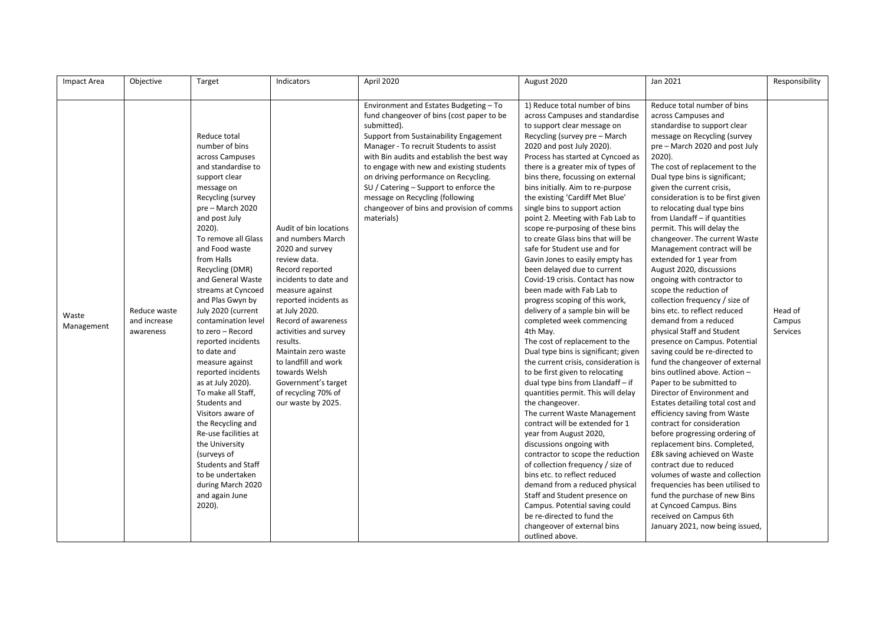| Impact Area | Objective | Target | Indicators | April 2020 | August 2020 | Jan 2021 | Responsibility |
|---|---|---|---|---|---|---|---|
| Waste Management | Reduce waste and increase awareness | Reduce total number of bins across Campuses and standardise to support clear message on Recycling (survey pre – March 2020 and post July 2020). To remove all Glass and Food waste from Halls Recycling (DMR) and General Waste streams at Cyncoed and Plas Gwyn by July 2020 (current contamination level to zero – Record reported incidents to date and measure against reported incidents as at July 2020). To make all Staff, Students and Visitors aware of the Recycling and Re-use facilities at the University (surveys of Students and Staff to be undertaken during March 2020 and again June 2020). | Audit of bin locations and numbers March 2020 and survey review data. Record reported incidents to date and measure against reported incidents as at July 2020. Record of awareness activities and survey results. Maintain zero waste to landfill and work towards Welsh Government's target of recycling 70% of our waste by 2025. | Environment and Estates Budgeting – To fund changeover of bins (cost paper to be submitted). Support from Sustainability Engagement Manager - To recruit Students to assist with Bin audits and establish the best way to engage with new and existing students on driving performance on Recycling. SU / Catering – Support to enforce the message on Recycling (following changeover of bins and provision of comms materials) | 1) Reduce total number of bins across Campuses and standardise to support clear message on Recycling (survey pre – March 2020 and post July 2020). Process has started at Cyncoed as there is a greater mix of types of bins there, focussing on external bins initially. Aim to re-purpose the existing 'Cardiff Met Blue' single bins to support action point 2. Meeting with Fab Lab to scope re-purposing of these bins to create Glass bins that will be safe for Student use and for Gavin Jones to easily empty has been delayed due to current Covid-19 crisis. Contact has now been made with Fab Lab to progress scoping of this work, delivery of a sample bin will be completed week commencing 4th May. The cost of replacement to the Dual type bins is significant; given the current crisis, consideration is to be first given to relocating dual type bins from Llandaff – if quantities permit. This will delay the changeover. The current Waste Management contract will be extended for 1 year from August 2020, discussions ongoing with contractor to scope the reduction of collection frequency / size of bins etc. to reflect reduced demand from a reduced physical Staff and Student presence on Campus. Potential saving could be re-directed to fund the changeover of external bins outlined above. | Reduce total number of bins across Campuses and standardise to support clear message on Recycling (survey pre – March 2020 and post July 2020). The cost of replacement to the Dual type bins is significant; given the current crisis, consideration is to be first given to relocating dual type bins from Llandaff – if quantities permit. This will delay the changeover. The current Waste Management contract will be extended for 1 year from August 2020, discussions ongoing with contractor to scope the reduction of collection frequency / size of bins etc. to reflect reduced demand from a reduced physical Staff and Student presence on Campus. Potential saving could be re-directed to fund the changeover of external bins outlined above. Action – Paper to be submitted to Director of Environment and Estates detailing total cost and efficiency saving from Waste contract for consideration before progressing ordering of replacement bins. Completed, £8k saving achieved on Waste contract due to reduced volumes of waste and collection frequencies has been utilised to fund the purchase of new Bins at Cyncoed Campus. Bins received on Campus 6th January 2021, now being issued, | Head of Campus Services |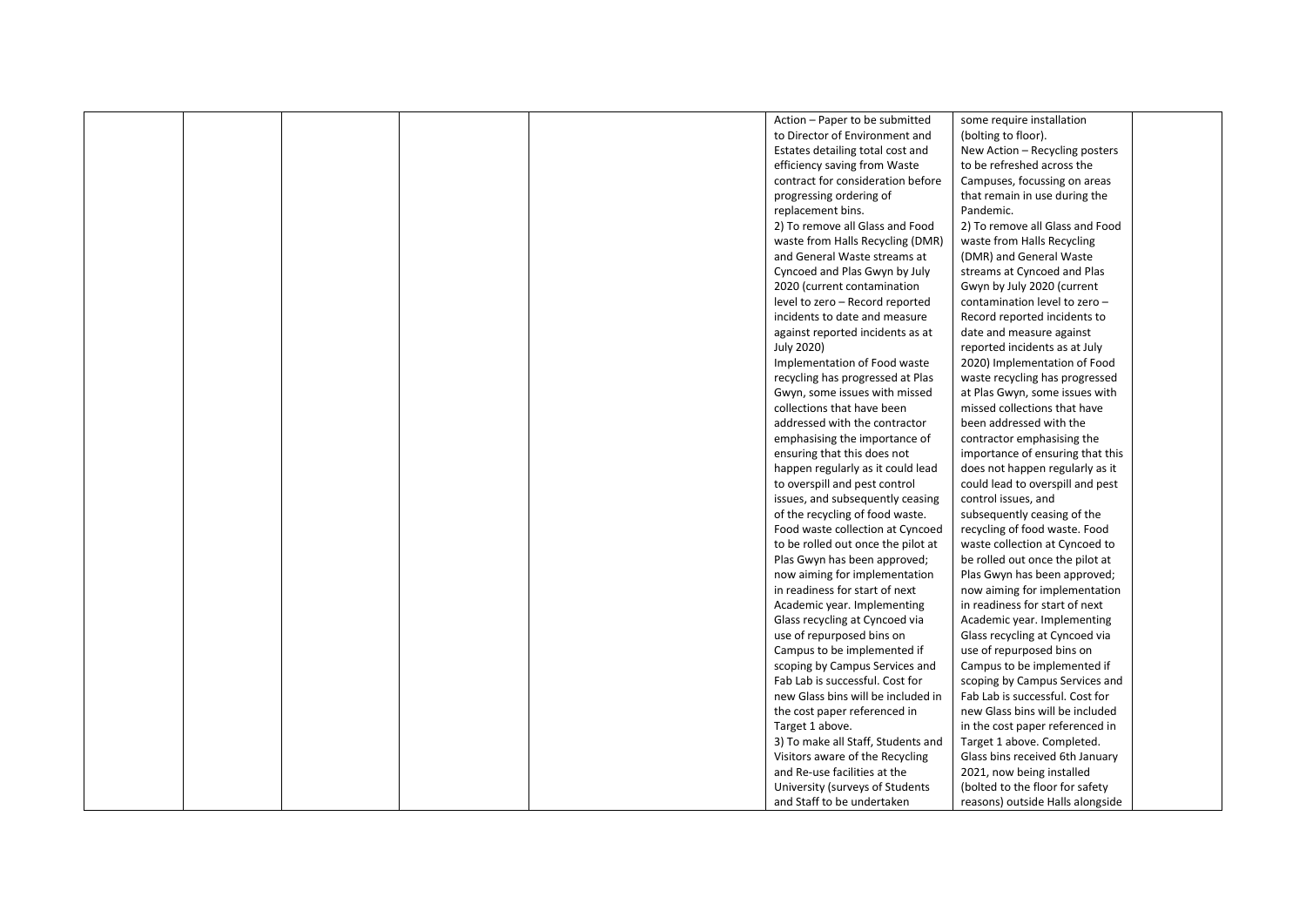|  |  |  |  |  | Action – Paper to be submitted to Director of Environment and Estates detailing total cost and efficiency saving from Waste contract for consideration before progressing ordering of replacement bins.<br>2) To remove all Glass and Food waste from Halls Recycling (DMR) and General Waste streams at Cyncoed and Plas Gwyn by July 2020 (current contamination level to zero – Record reported incidents to date and measure against reported incidents as at July 2020)<br>Implementation of Food waste recycling has progressed at Plas Gwyn, some issues with missed collections that have been addressed with the contractor emphasising the importance of ensuring that this does not happen regularly as it could lead to overspill and pest control issues, and subsequently ceasing of the recycling of food waste. Food waste collection at Cyncoed to be rolled out once the pilot at Plas Gwyn has been approved; now aiming for implementation in readiness for start of next Academic year. Implementing Glass recycling at Cyncoed via use of repurposed bins on Campus to be implemented if scoping by Campus Services and Fab Lab is successful. Cost for new Glass bins will be included in the cost paper referenced in Target 1 above.<br>3) To make all Staff, Students and Visitors aware of the Recycling and Re-use facilities at the University (surveys of Students and Staff to be undertaken | some require installation (bolting to floor).<br>New Action – Recycling posters to be refreshed across the Campuses, focussing on areas that remain in use during the Pandemic.<br>2) To remove all Glass and Food waste from Halls Recycling (DMR) and General Waste streams at Cyncoed and Plas Gwyn by July 2020 (current contamination level to zero – Record reported incidents to date and measure against reported incidents as at July 2020) Implementation of Food waste recycling has progressed at Plas Gwyn, some issues with missed collections that have been addressed with the contractor emphasising the importance of ensuring that this does not happen regularly as it could lead to overspill and pest control issues, and subsequently ceasing of the recycling of food waste. Food waste collection at Cyncoed to be rolled out once the pilot at Plas Gwyn has been approved; now aiming for implementation in readiness for start of next Academic year. Implementing Glass recycling at Cyncoed via use of repurposed bins on Campus to be implemented if scoping by Campus Services and Fab Lab is successful. Cost for new Glass bins will be included in the cost paper referenced in Target 1 above. Completed. Glass bins received 6th January 2021, now being installed (bolted to the floor for safety reasons) outside Halls alongside |  |
|---|---|---|---|---|---|---|---|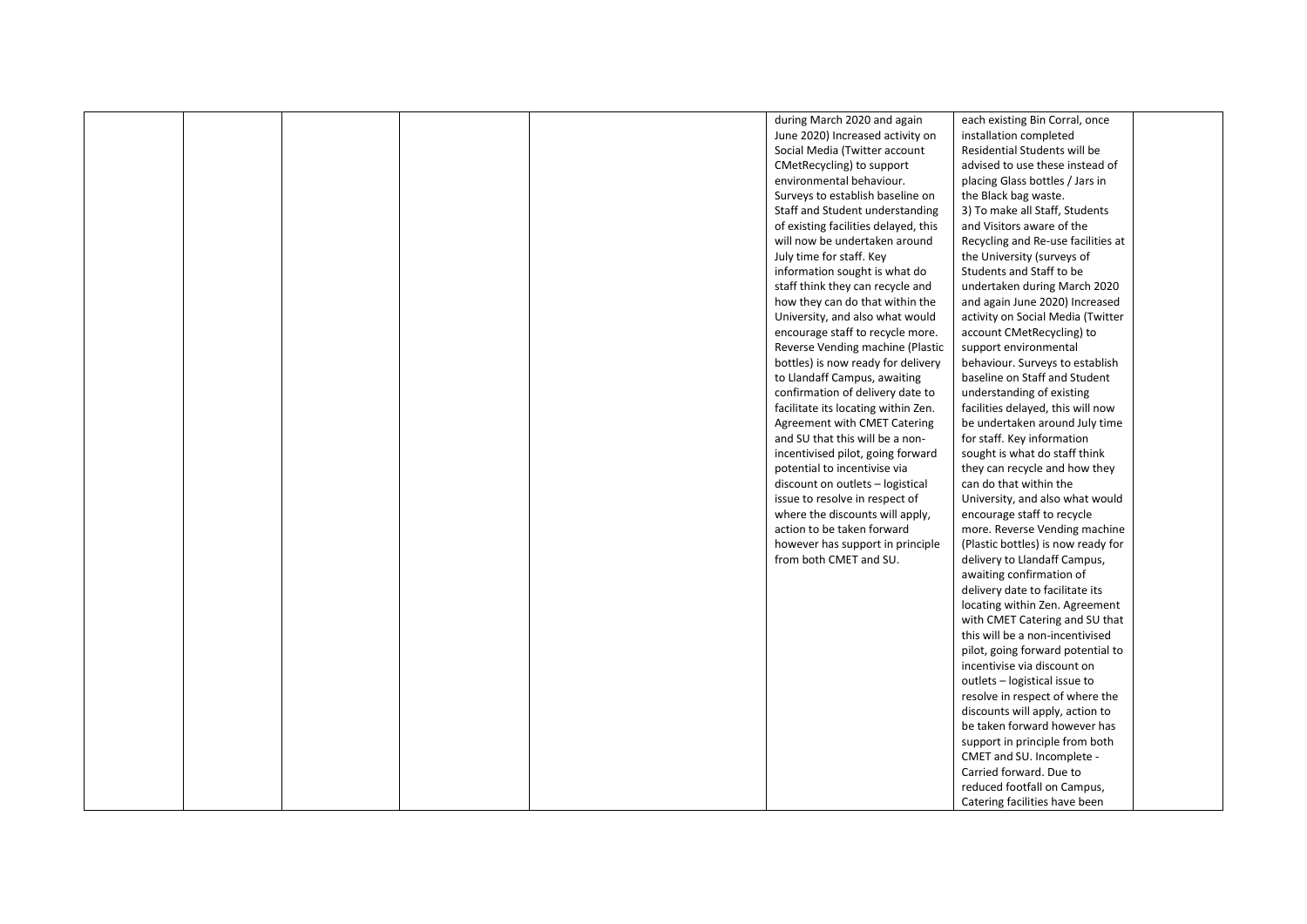| | | | | | | | |
|---|---|---|---|---|---|---|---|
| | | | | | during March 2020 and again June 2020) Increased activity on Social Media (Twitter account CMetRecycling) to support environmental behaviour. Surveys to establish baseline on Staff and Student understanding of existing facilities delayed, this will now be undertaken around July time for staff. Key information sought is what do staff think they can recycle and how they can do that within the University, and also what would encourage staff to recycle more. Reverse Vending machine (Plastic bottles) is now ready for delivery to Llandaff Campus, awaiting confirmation of delivery date to facilitate its locating within Zen. Agreement with CMET Catering and SU that this will be a non-incentivised pilot, going forward potential to incentivise via discount on outlets – logistical issue to resolve in respect of where the discounts will apply, action to be taken forward however has support in principle from both CMET and SU. | each existing Bin Corral, once installation completed Residential Students will be advised to use these instead of placing Glass bottles / Jars in the Black bag waste. 3) To make all Staff, Students and Visitors aware of the Recycling and Re-use facilities at the University (surveys of Students and Staff to be undertaken during March 2020 and again June 2020) Increased activity on Social Media (Twitter account CMetRecycling) to support environmental behaviour. Surveys to establish baseline on Staff and Student understanding of existing facilities delayed, this will now be undertaken around July time for staff. Key information sought is what do staff think they can recycle and how they can do that within the University, and also what would encourage staff to recycle more. Reverse Vending machine (Plastic bottles) is now ready for delivery to Llandaff Campus, awaiting confirmation of delivery date to facilitate its locating within Zen. Agreement with CMET Catering and SU that this will be a non-incentivised pilot, going forward potential to incentivise via discount on outlets – logistical issue to resolve in respect of where the discounts will apply, action to be taken forward however has support in principle from both CMET and SU. Incomplete - Carried forward. Due to reduced footfall on Campus, Catering facilities have been | |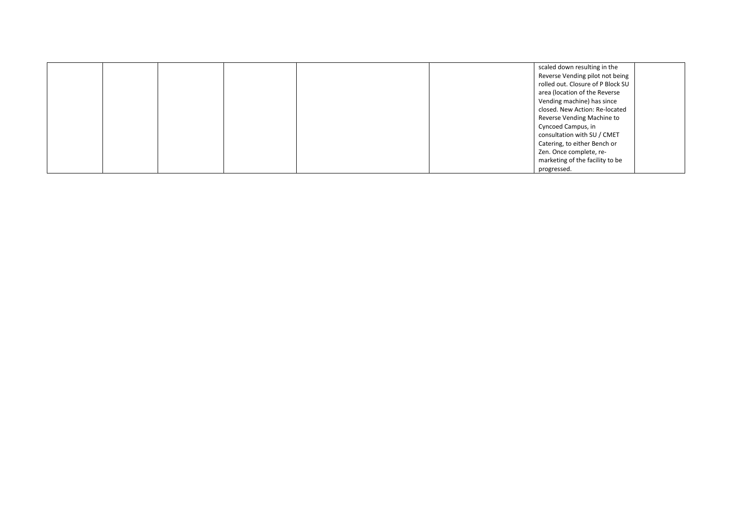| | | | | | | | |
|---|---|---|---|---|---|---|---|
| | | | | | | scaled down resulting in the Reverse Vending pilot not being rolled out. Closure of P Block SU area (location of the Reverse Vending machine) has since closed. New Action: Re-located Reverse Vending Machine to Cyncoed Campus, in consultation with SU / CMET Catering, to either Bench or Zen. Once complete, re-marketing of the facility to be progressed. | |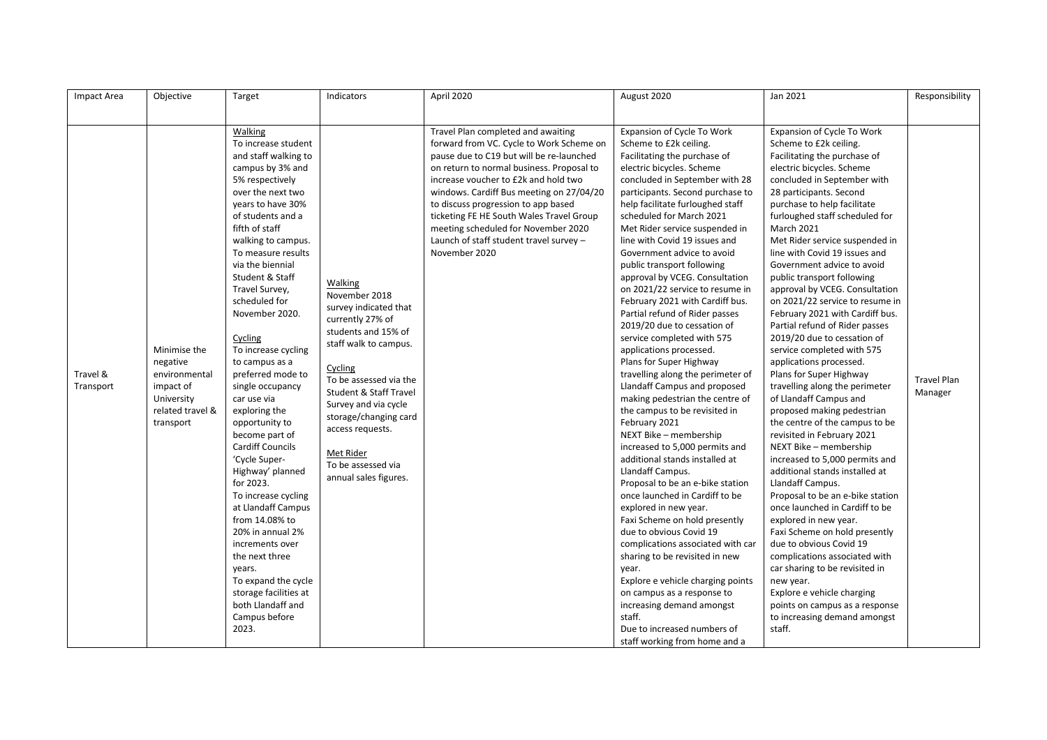| Impact Area | Objective | Target | Indicators | April 2020 | August 2020 | Jan 2021 | Responsibility |
|---|---|---|---|---|---|---|---|
| Travel & Transport | Minimise the negative environmental impact of University related travel & transport | Walking<br>To increase student and staff walking to campus by 3% and 5% respectively over the next two years to have 30% of students and a fifth of staff walking to campus. To measure results via the biennial Student & Staff Travel Survey, scheduled for November 2020.<br><br>Cycling<br>To increase cycling to campus as a preferred mode to single occupancy car use via exploring the opportunity to become part of Cardiff Councils 'Cycle Super-Highway' planned for 2023.<br>To increase cycling at Llandaff Campus from 14.08% to 20% in annual 2% increments over the next three years.<br>To expand the cycle storage facilities at both Llandaff and Campus before 2023. | Walking<br>November 2018 survey indicated that currently 27% of students and 15% of staff walk to campus.<br><br>Cycling<br>To be assessed via the Student & Staff Travel Survey and via cycle storage/changing card access requests.<br><br>Met Rider<br>To be assessed via annual sales figures. | Travel Plan completed and awaiting forward from VC. Cycle to Work Scheme on pause due to C19 but will be re-launched on return to normal business. Proposal to increase voucher to £2k and hold two windows. Cardiff Bus meeting on 27/04/20 to discuss progression to app based ticketing FE HE South Wales Travel Group meeting scheduled for November 2020 Launch of staff student travel survey – November 2020 | Expansion of Cycle To Work Scheme to £2k ceiling. Facilitating the purchase of electric bicycles. Scheme concluded in September with 28 participants. Second purchase to help facilitate furloughed staff scheduled for March 2021<br>Met Rider service suspended in line with Covid 19 issues and Government advice to avoid public transport following approval by VCEG. Consultation on 2021/22 service to resume in February 2021 with Cardiff bus. Partial refund of Rider passes 2019/20 due to cessation of service completed with 575 applications processed.<br>Plans for Super Highway travelling along the perimeter of Llandaff Campus and proposed making pedestrian the centre of the campus to be revisited in February 2021<br>NEXT Bike – membership increased to 5,000 permits and additional stands installed at Llandaff Campus.<br>Proposal to be an e-bike station once launched in Cardiff to be explored in new year.<br>Faxi Scheme on hold presently due to obvious Covid 19 complications associated with car sharing to be revisited in new year.<br>Explore e vehicle charging points on campus as a response to increasing demand amongst staff.<br>Due to increased numbers of staff working from home and a | Expansion of Cycle To Work Scheme to £2k ceiling. Facilitating the purchase of electric bicycles. Scheme concluded in September with 28 participants. Second purchase to help facilitate furloughed staff scheduled for March 2021<br>Met Rider service suspended in line with Covid 19 issues and Government advice to avoid public transport following approval by VCEG. Consultation on 2021/22 service to resume in February 2021 with Cardiff bus. Partial refund of Rider passes 2019/20 due to cessation of service completed with 575 applications processed.<br>Plans for Super Highway travelling along the perimeter of Llandaff Campus and proposed making pedestrian the centre of the campus to be revisited in February 2021<br>NEXT Bike – membership increased to 5,000 permits and additional stands installed at Llandaff Campus.<br>Proposal to be an e-bike station once launched in Cardiff to be explored in new year.<br>Faxi Scheme on hold presently due to obvious Covid 19 complications associated with car sharing to be revisited in new year.<br>Explore e vehicle charging points on campus as a response to increasing demand amongst staff. | Travel Plan Manager |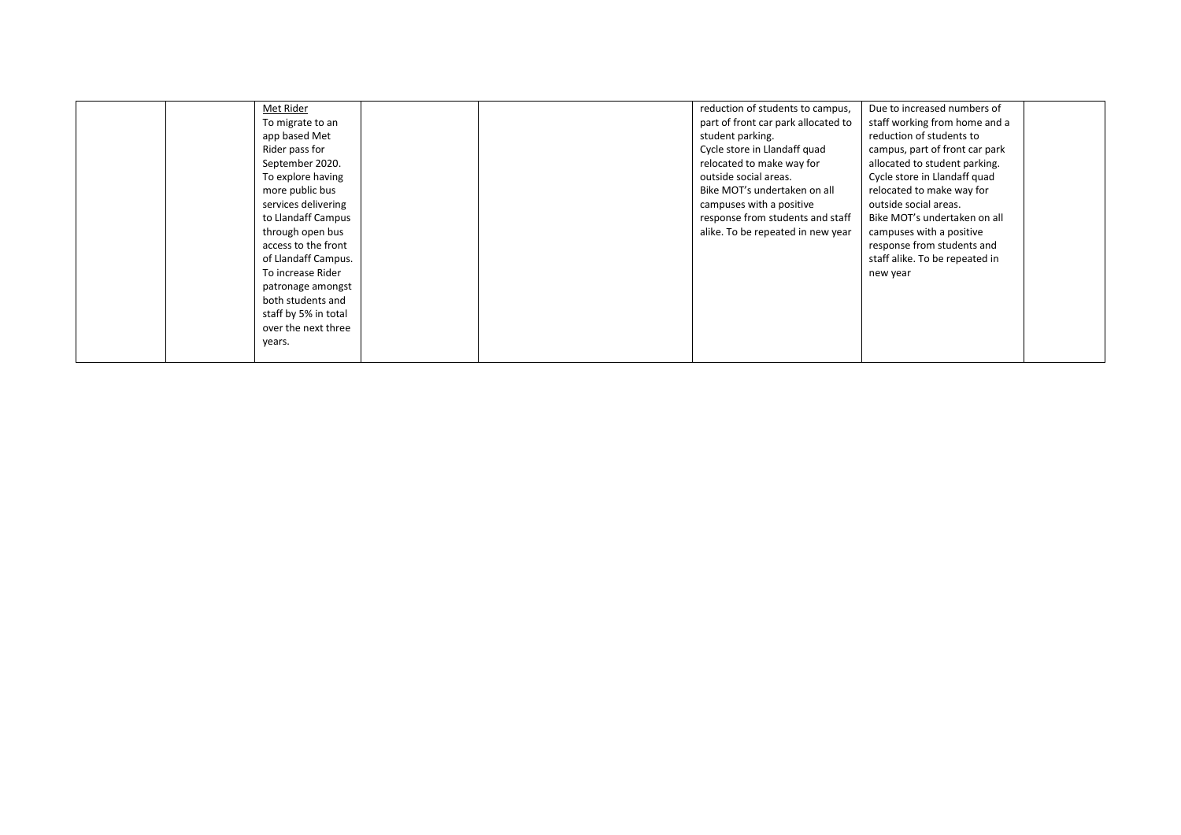| | | | | | | | |
|---|---|---|---|---|---|---|---|
| | | Met Rider<br>To migrate to an app based Met Rider pass for September 2020.<br>To explore having more public bus services delivering to Llandaff Campus through open bus access to the front of Llandaff Campus.<br>To increase Rider patronage amongst both students and staff by 5% in total over the next three years. | | | reduction of students to campus, part of front car park allocated to student parking.<br>Cycle store in Llandaff quad relocated to make way for outside social areas.<br>Bike MOT's undertaken on all campuses with a positive response from students and staff alike. To be repeated in new year | Due to increased numbers of staff working from home and a reduction of students to campus, part of front car park allocated to student parking.<br>Cycle store in Llandaff quad relocated to make way for outside social areas.<br>Bike MOT's undertaken on all campuses with a positive response from students and staff alike. To be repeated in new year | |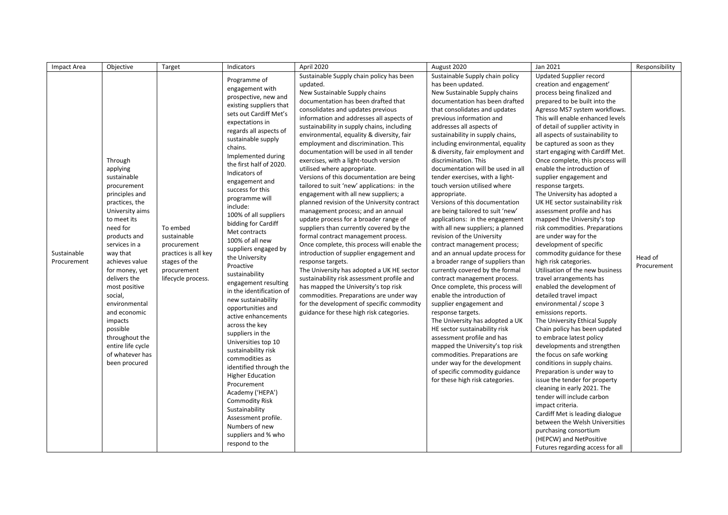| Impact Area | Objective | Target | Indicators | April 2020 | August 2020 | Jan 2021 | Responsibility |
| --- | --- | --- | --- | --- | --- | --- | --- |
| Sustainable Procurement | Through applying sustainable procurement principles and practices, the University aims to meet its need for products and services in a way that achieves value for money, yet delivers the most positive social, environmental and economic impacts possible throughout the entire life cycle of whatever has been procured | To embed sustainable procurement practices is all key stages of the procurement lifecycle process. | Programme of engagement with prospective, new and existing suppliers that sets out Cardiff Met's expectations in regards all aspects of sustainable supply chains.<br>Implemented during the first half of 2020.<br>Indicators of engagement and success for this programme will include:<br>100% of all suppliers bidding for Cardiff Met contracts<br>100% of all new suppliers engaged by the University<br>Proactive sustainability engagement resulting in the identification of new sustainability opportunities and active enhancements across the key suppliers in the Universities top 10 sustainability risk commodities as identified through the Higher Education Procurement Academy ('HEPA') Commodity Risk Sustainability Assessment profile.<br>Numbers of new suppliers and % who respond to the | Sustainable Supply chain policy has been updated.<br>New Sustainable Supply chains documentation has been drafted that consolidates and updates previous information and addresses all aspects of sustainability in supply chains, including environmental, equality & diversity, fair employment and discrimination. This documentation will be used in all tender exercises, with a light-touch version utilised where appropriate.<br>Versions of this documentation are being tailored to suit 'new' applications: in the engagement with all new suppliers; a planned revision of the University contract management process; and an annual update process for a broader range of suppliers than currently covered by the formal contract management process.<br>Once complete, this process will enable the introduction of supplier engagement and response targets.<br>The University has adopted a UK HE sector sustainability risk assessment profile and has mapped the University's top risk commodities. Preparations are under way for the development of specific commodity guidance for these high risk categories. | Sustainable Supply chain policy has been updated.<br>New Sustainable Supply chains documentation has been drafted that consolidates and updates previous information and addresses all aspects of sustainability in supply chains, including environmental, equality & diversity, fair employment and discrimination. This documentation will be used in all tender exercises, with a light-touch version utilised where appropriate.<br>Versions of this documentation are being tailored to suit 'new' applications: in the engagement with all new suppliers; a planned revision of the University contract management process; and an annual update process for a broader range of suppliers than currently covered by the formal contract management process.<br>Once complete, this process will enable the introduction of supplier engagement and response targets.<br>The University has adopted a UK HE sector sustainability risk assessment profile and has mapped the University's top risk commodities. Preparations are under way for the development of specific commodity guidance for these high risk categories. | Updated Supplier record creation and engagement' process being finalized and prepared to be built into the Agresso MS7 system workflows. This will enable enhanced levels of detail of supplier activity in all aspects of sustainability to be captured as soon as they start engaging with Cardiff Met. Once complete, this process will enable the introduction of supplier engagement and response targets.<br>The University has adopted a UK HE sector sustainability risk assessment profile and has mapped the University's top risk commodities. Preparations are under way for the development of specific commodity guidance for these high risk categories.<br>Utilisation of the new business travel arrangements has enabled the development of detailed travel impact environmental / scope 3 emissions reports.<br>The University Ethical Supply Chain policy has been updated to embrace latest policy developments and strengthen the focus on safe working conditions in supply chains.<br>Preparation is under way to issue the tender for property cleaning in early 2021. The tender will include carbon impact criteria.<br>Cardiff Met is leading dialogue between the Welsh Universities purchasing consortium (HEPCW) and NetPositive Futures regarding access for all | Head of Procurement |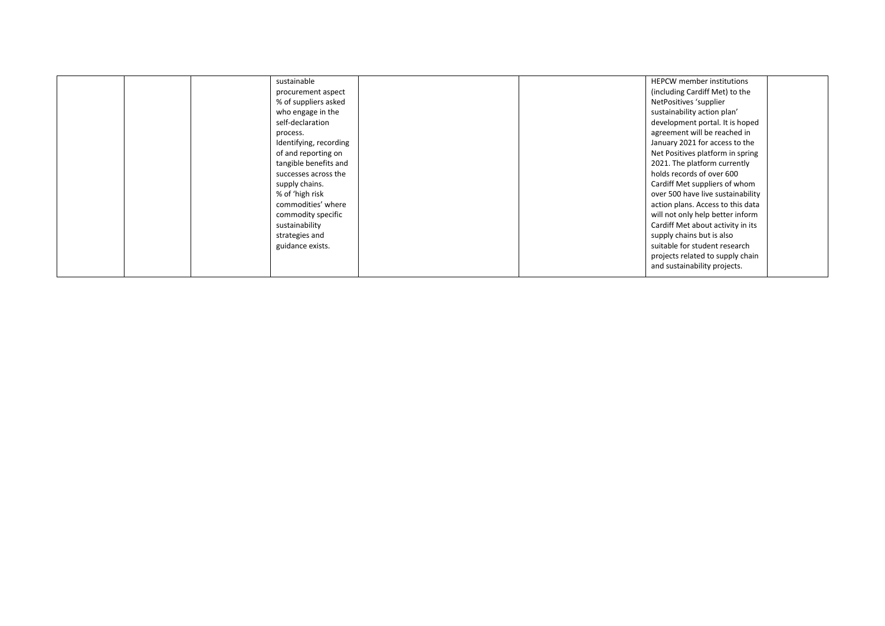| | | | | | | | |
|---|---|---|---|---|---|---|---|
| | | | sustainable procurement aspect<br>% of suppliers asked who engage in the self-declaration process.<br>Identifying, recording of and reporting on tangible benefits and successes across the supply chains.<br>% of 'high risk commodities' where commodity specific sustainability strategies and guidance exists. | | | HEPCW member institutions (including Cardiff Met) to the NetPositives 'supplier sustainability action plan' development portal. It is hoped agreement will be reached in January 2021 for access to the Net Positives platform in spring 2021. The platform currently holds records of over 600 Cardiff Met suppliers of whom over 500 have live sustainability action plans. Access to this data will not only help better inform Cardiff Met about activity in its supply chains but is also suitable for student research projects related to supply chain and sustainability projects. | |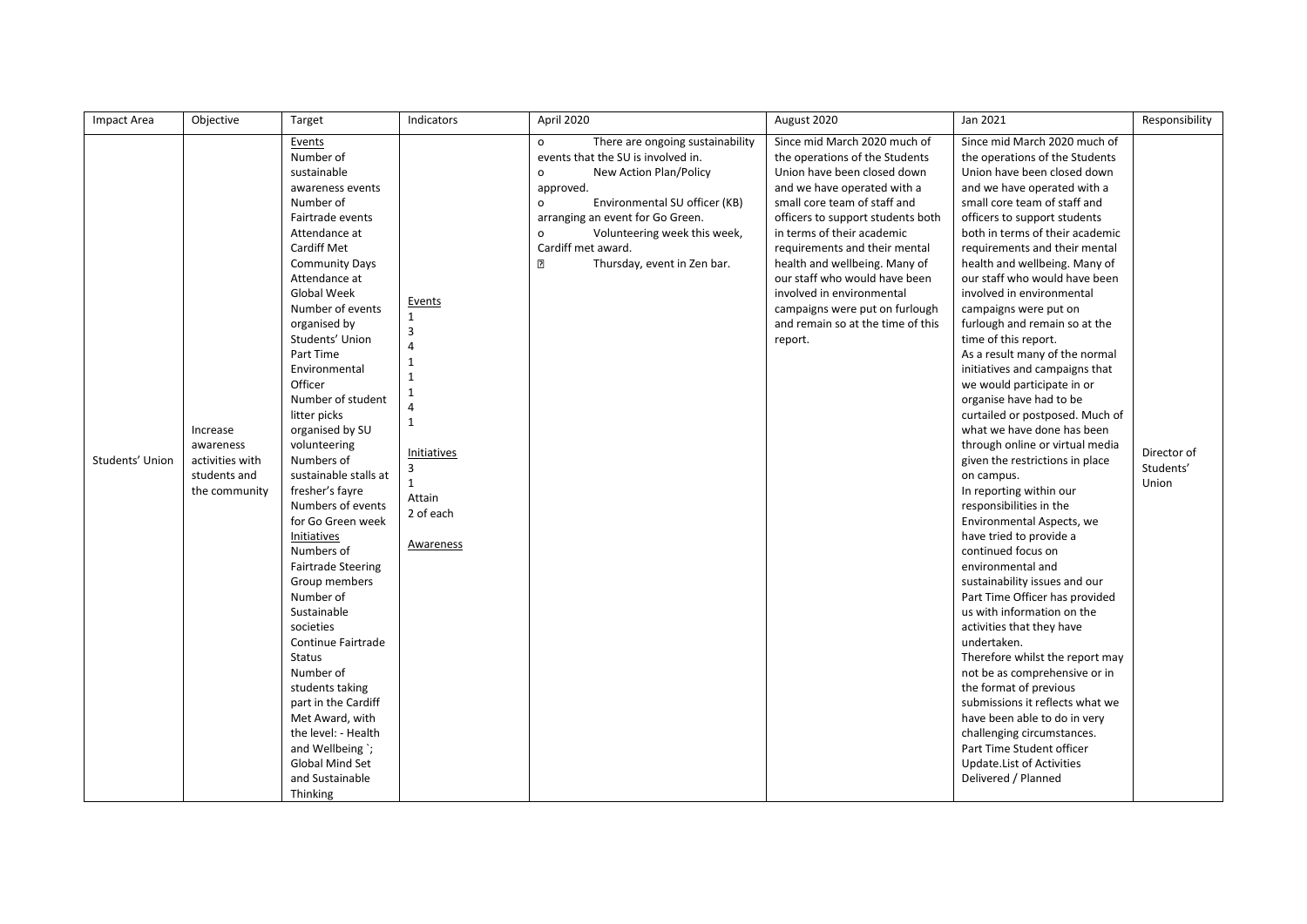| Impact Area | Objective | Target | Indicators | April 2020 | August 2020 | Jan 2021 | Responsibility |
|---|---|---|---|---|---|---|---|
| Students' Union | Increase awareness activities with students and the community | Events<br>Number of sustainable awareness events<br>Number of Fairtrade events<br>Attendance at Cardiff Met Community Days<br>Attendance at Global Week<br>Number of events organised by Students' Union Part Time Environmental Officer<br>Number of student litter picks organised by SU volunteering<br>Numbers of sustainable stalls at fresher's fayre<br>Numbers of events for Go Green week<br>Initiatives<br>Numbers of Fairtrade Steering Group members<br>Number of Sustainable societies<br>Continue Fairtrade Status<br>Number of students taking part in the Cardiff Met Award, with the level: - Health and Wellbeing `;<br>Global Mind Set and Sustainable Thinking | Events<br>1<br>3<br>4<br>1<br>1<br>1<br>4<br>1<br>Initiatives<br>3<br>1<br>Attain<br>2 of each<br>Awareness | o There are ongoing sustainability events that the SU is involved in.<br>o New Action Plan/Policy approved.<br>o Environmental SU officer (KB) arranging an event for Go Green.<br>o Volunteering week this week, Cardiff met award.<br>▪ Thursday, event in Zen bar. | Since mid March 2020 much of the operations of the Students Union have been closed down and we have operated with a small core team of staff and officers to support students both in terms of their academic requirements and their mental health and wellbeing. Many of our staff who would have been involved in environmental campaigns were put on furlough and remain so at the time of this report. | Since mid March 2020 much of the operations of the Students Union have been closed down and we have operated with a small core team of staff and officers to support students both in terms of their academic requirements and their mental health and wellbeing. Many of our staff who would have been involved in environmental campaigns were put on furlough and remain so at the time of this report.<br>As a result many of the normal initiatives and campaigns that we would participate in or organise have had to be curtailed or postposed. Much of what we have done has been through online or virtual media given the restrictions in place on campus.<br>In reporting within our responsibilities in the Environmental Aspects, we have tried to provide a continued focus on environmental and sustainability issues and our Part Time Officer has provided us with information on the activities that they have undertaken.<br>Therefore whilst the report may not be as comprehensive or in the format of previous submissions it reflects what we have been able to do in very challenging circumstances.<br>Part Time Student officer Update.List of Activities Delivered / Planned | Director of Students' Union |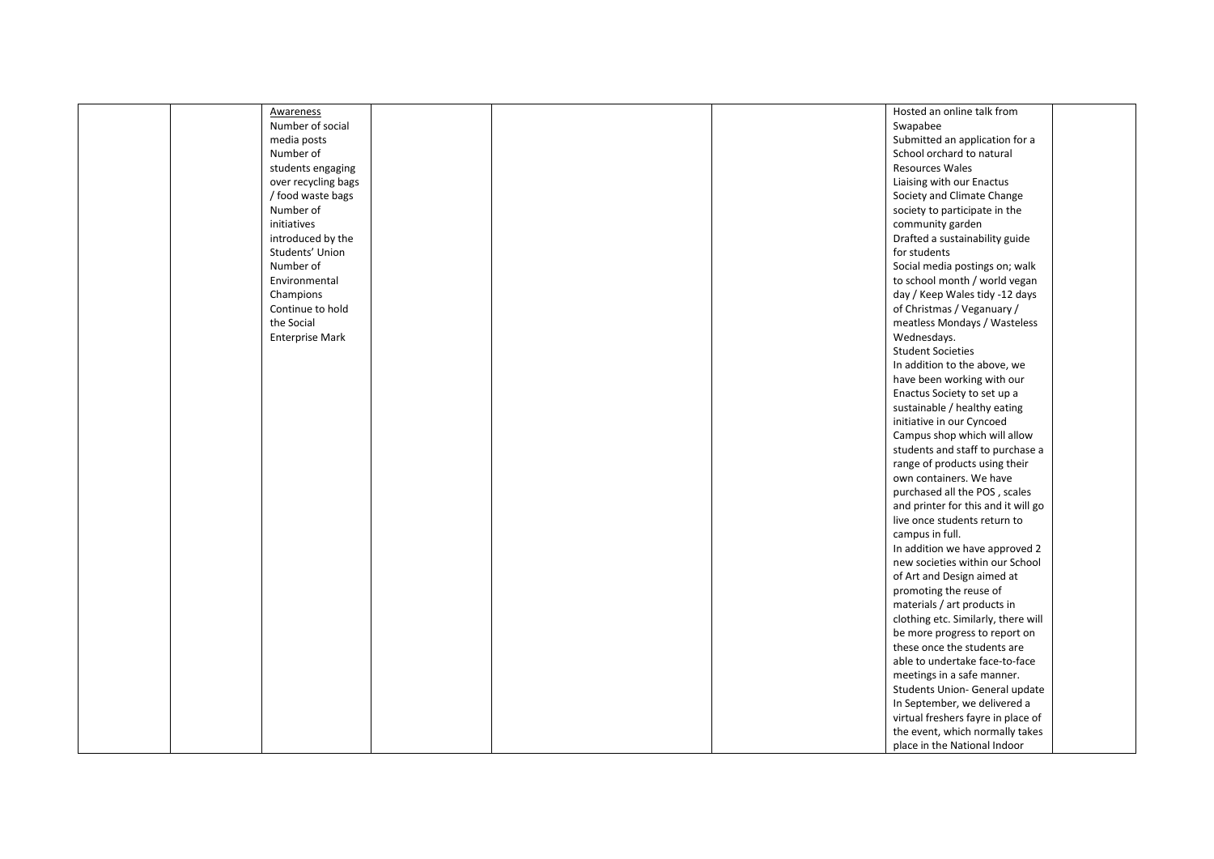| | | | | | | | |
|---|---|---|---|---|---|---|---|
| | | Awareness<br>Number of social media posts<br>Number of students engaging over recycling bags / food waste bags<br>Number of initiatives introduced by the Students' Union<br>Number of Environmental Champions<br>Continue to hold the Social Enterprise Mark | | | | Hosted an online talk from Swapabee<br>Submitted an application for a School orchard to natural Resources Wales<br>Liaising with our Enactus Society and Climate Change society to participate in the community garden<br>Drafted a sustainability guide for students<br>Social media postings on; walk to school month / world vegan day / Keep Wales tidy -12 days of Christmas / Veganuary / meatless Mondays / Wasteless Wednesdays.<br>Student Societies<br>In addition to the above, we have been working with our Enactus Society to set up a sustainable / healthy eating initiative in our Cyncoed Campus shop which will allow students and staff to purchase a range of products using their own containers. We have purchased all the POS , scales and printer for this and it will go live once students return to campus in full.<br>In addition we have approved 2 new societies within our School of Art and Design aimed at promoting the reuse of materials / art products in clothing etc. Similarly, there will be more progress to report on these once the students are able to undertake face-to-face meetings in a safe manner.<br>Students Union- General update<br>In September, we delivered a virtual freshers fayre in place of the event, which normally takes place in the National Indoor | |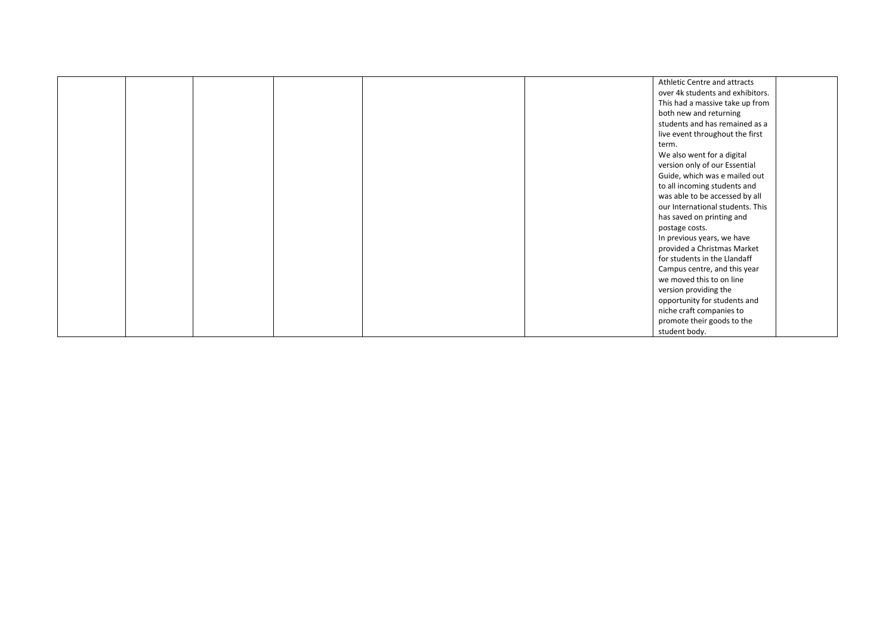| | | | | | | | |
|---|---|---|---|---|---|---|---|
| | | | | | | Athletic Centre and attracts over 4k students and exhibitors. This had a massive take up from both new and returning students and has remained as a live event throughout the first term.<br>We also went for a digital version only of our Essential Guide, which was e mailed out to all incoming students and was able to be accessed by all our International students. This has saved on printing and postage costs.<br>In previous years, we have provided a Christmas Market for students in the Llandaff Campus centre, and this year we moved this to on line version providing the opportunity for students and niche craft companies to promote their goods to the student body. | |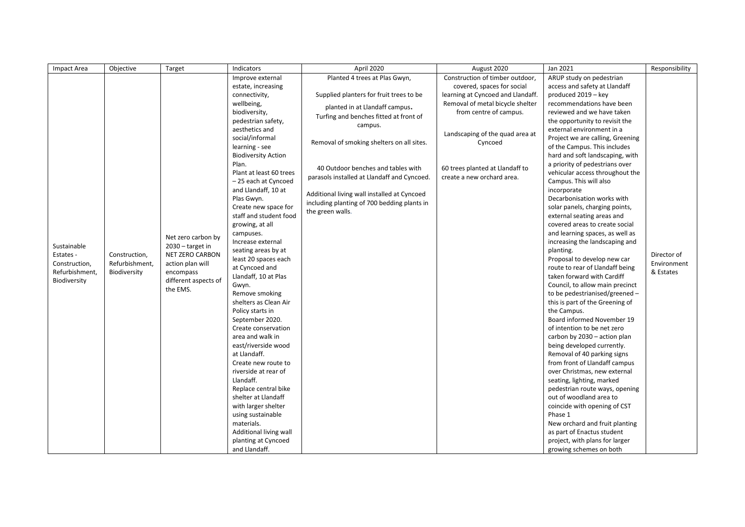| Impact Area | Objective | Target | Indicators | April 2020 | August 2020 | Jan 2021 | Responsibility |
| --- | --- | --- | --- | --- | --- | --- | --- |
| Sustainable Estates - Construction, Refurbishment, Biodiversity | Construction, Refurbishment, Biodiversity | Net zero carbon by 2030 – target in NET ZERO CARBON action plan will encompass different aspects of the EMS. | Improve external estate, increasing connectivity, wellbeing, biodiversity, pedestrian safety, aesthetics and social/informal learning - see Biodiversity Action Plan.<br>Plant at least 60 trees – 25 each at Cyncoed and Llandaff, 10 at Plas Gwyn.<br>Create new space for staff and student food growing, at all campuses.<br>Increase external seating areas by at least 20 spaces each at Cyncoed and Llandaff, 10 at Plas Gwyn.<br>Remove smoking shelters as Clean Air Policy starts in September 2020.<br>Create conservation area and walk in east/riverside wood at Llandaff.<br>Create new route to riverside at rear of Llandaff.<br>Replace central bike shelter at Llandaff with larger shelter using sustainable materials.<br>Additional living wall planting at Cyncoed and Llandaff. | Planted 4 trees at Plas Gwyn,<br><br>Supplied planters for fruit trees to be planted in at Llandaff campus.<br>Turfing and benches fitted at front of campus.<br><br>Removal of smoking shelters on all sites.<br><br>40 Outdoor benches and tables with parasols installed at Llandaff and Cyncoed.<br><br>Additional living wall installed at Cyncoed including planting of 700 bedding plants in the green walls. | Construction of timber outdoor, covered, spaces for social learning at Cyncoed and Llandaff.<br>Removal of metal bicycle shelter from centre of campus.<br><br>Landscaping of the quad area at Cyncoed<br><br>60 trees planted at Llandaff to create a new orchard area. | ARUP study on pedestrian access and safety at Llandaff produced 2019 – key recommendations have been reviewed and we have taken the opportunity to revisit the external environment in a Project we are calling, Greening of the Campus. This includes hard and soft landscaping, with a priority of pedestrians over vehicular access throughout the Campus. This will also incorporate Decarbonisation works with solar panels, charging points, external seating areas and covered areas to create social and learning spaces, as well as increasing the landscaping and planting.<br>Proposal to develop new car route to rear of Llandaff being taken forward with Cardiff Council, to allow main precinct to be pedestrianised/greened – this is part of the Greening of the Campus.<br>Board informed November 19 of intention to be net zero carbon by 2030 – action plan being developed currently.<br>Removal of 40 parking signs from front of Llandaff campus over Christmas, new external seating, lighting, marked pedestrian route ways, opening out of woodland area to coincide with opening of CST Phase 1<br>New orchard and fruit planting as part of Enactus student project, with plans for larger growing schemes on both | Director of Environment & Estates |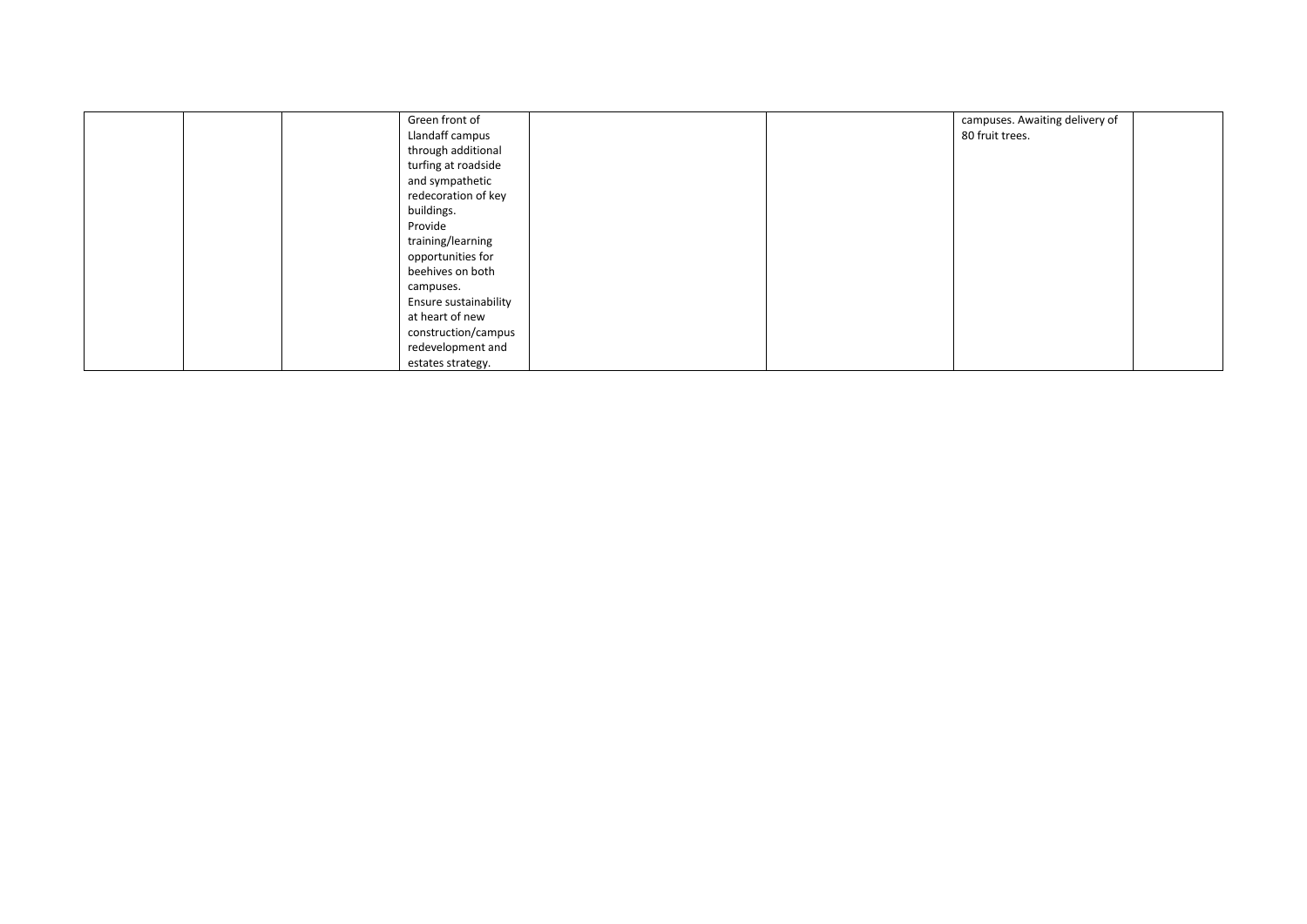| | | | | | | | |
|---|---|---|---|---|---|---|---|
| | | | Green front of Llandaff campus through additional turfing at roadside and sympathetic redecoration of key buildings.<br>Provide training/learning opportunities for beehives on both campuses.<br>Ensure sustainability at heart of new construction/campus redevelopment and estates strategy. | | | campuses. Awaiting delivery of 80 fruit trees. | |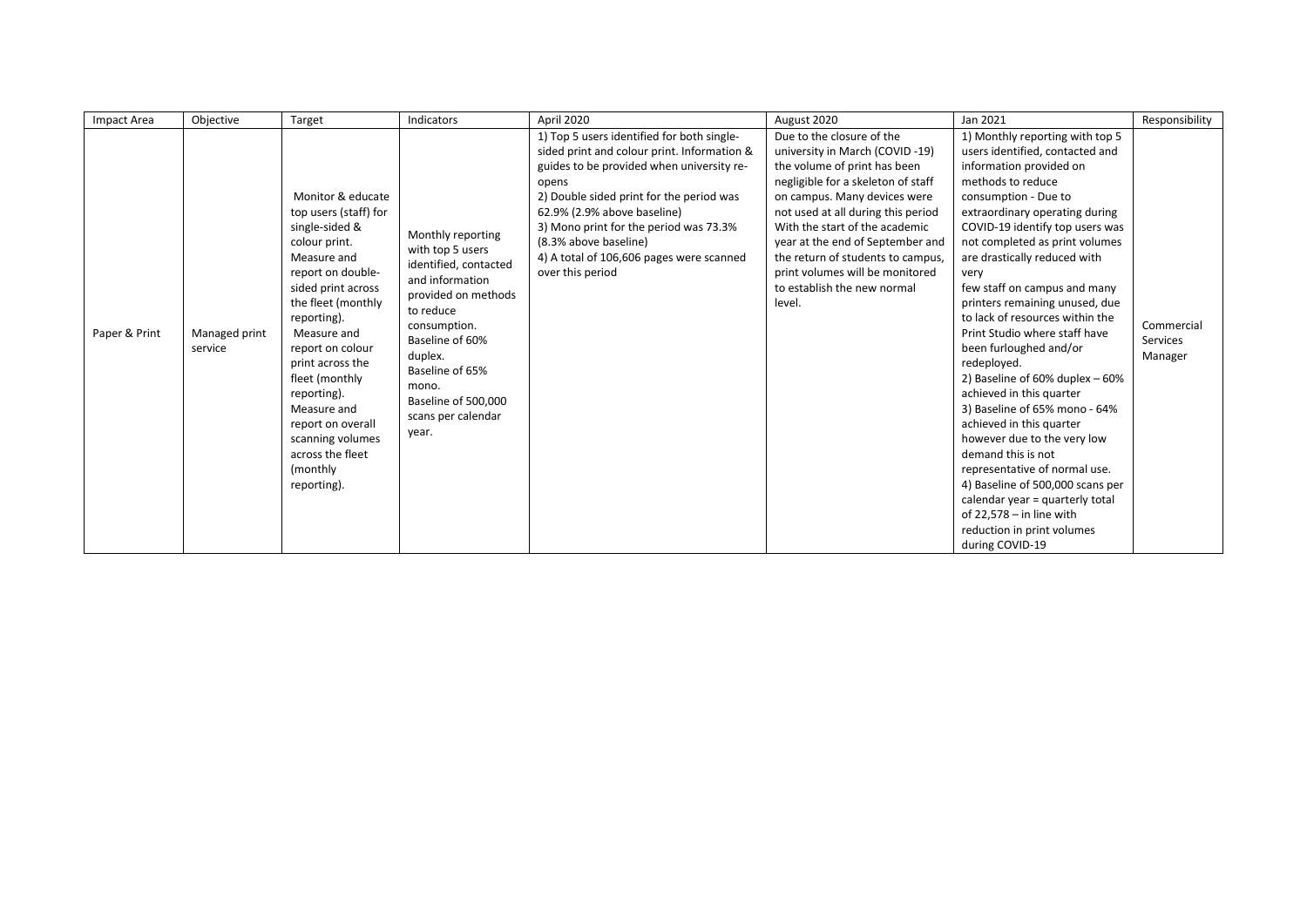| Impact Area | Objective | Target | Indicators | April 2020 | August 2020 | Jan 2021 | Responsibility |
|---|---|---|---|---|---|---|---|
| Paper & Print | Managed print service | Monitor & educate top users (staff) for single-sided & colour print. Measure and report on double-sided print across the fleet (monthly reporting). Measure and report on colour print across the fleet (monthly reporting). Measure and report on overall scanning volumes across the fleet (monthly reporting). | Monthly reporting with top 5 users identified, contacted and information provided on methods to reduce consumption. Baseline of 60% duplex. Baseline of 65% mono. Baseline of 500,000 scans per calendar year. | 1) Top 5 users identified for both single-sided print and colour print. Information & guides to be provided when university re-opens<br>2) Double sided print for the period was 62.9% (2.9% above baseline)<br>3) Mono print for the period was 73.3% (8.3% above baseline)<br>4) A total of 106,606 pages were scanned over this period | Due to the closure of the university in March (COVID -19) the volume of print has been negligible for a skeleton of staff on campus. Many devices were not used at all during this period With the start of the academic year at the end of September and the return of students to campus, print volumes will be monitored to establish the new normal level. | 1) Monthly reporting with top 5 users identified, contacted and information provided on methods to reduce consumption - Due to extraordinary operating during COVID-19 identify top users was not completed as print volumes are drastically reduced with very few staff on campus and many printers remaining unused, due to lack of resources within the Print Studio where staff have been furloughed and/or redeployed.<br>2) Baseline of 60% duplex – 60% achieved in this quarter<br>3) Baseline of 65% mono - 64% achieved in this quarter however due to the very low demand this is not representative of normal use.<br>4) Baseline of 500,000 scans per calendar year = quarterly total of 22,578 – in line with reduction in print volumes during COVID-19 | Commercial Services Manager |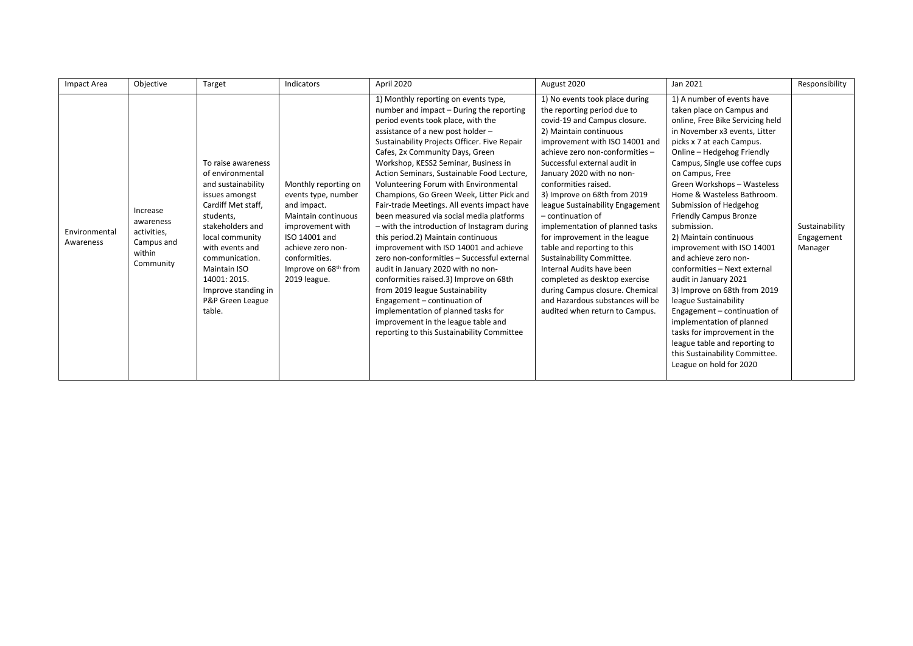| Impact Area | Objective | Target | Indicators | April 2020 | August 2020 | Jan 2021 | Responsibility |
|---|---|---|---|---|---|---|---|
| Environmental Awareness | Increase awareness activities, Campus and within Community | To raise awareness of environmental and sustainability issues amongst Cardiff Met staff, students, stakeholders and local community with events and communication. Maintain ISO 14001: 2015. Improve standing in P&P Green League table. | Monthly reporting on events type, number and impact. Maintain continuous improvement with ISO 14001 and achieve zero non-conformities. Improve on 68th from 2019 league. | 1) Monthly reporting on events type, number and impact – During the reporting period events took place, with the assistance of a new post holder – Sustainability Projects Officer. Five Repair Cafes, 2x Community Days, Green Workshop, KESS2 Seminar, Business in Action Seminars, Sustainable Food Lecture, Volunteering Forum with Environmental Champions, Go Green Week, Litter Pick and Fair-trade Meetings. All events impact have been measured via social media platforms – with the introduction of Instagram during this period.2) Maintain continuous improvement with ISO 14001 and achieve zero non-conformities – Successful external audit in January 2020 with no non-conformities raised.3) Improve on 68th from 2019 league Sustainability Engagement – continuation of implementation of planned tasks for improvement in the league table and reporting to this Sustainability Committee | 1) No events took place during the reporting period due to covid-19 and Campus closure. 2) Maintain continuous improvement with ISO 14001 and achieve zero non-conformities – Successful external audit in January 2020 with no non-conformities raised. 3) Improve on 68th from 2019 league Sustainability Engagement – continuation of implementation of planned tasks for improvement in the league table and reporting to this Sustainability Committee. Internal Audits have been completed as desktop exercise during Campus closure. Chemical and Hazardous substances will be audited when return to Campus. | 1) A number of events have taken place on Campus and online, Free Bike Servicing held in November x3 events, Litter picks x 7 at each Campus. Online – Hedgehog Friendly Campus, Single use coffee cups on Campus, Free Green Workshops – Wasteless Home & Wasteless Bathroom. Submission of Hedgehog Friendly Campus Bronze submission. 2) Maintain continuous improvement with ISO 14001 and achieve zero non-conformities – Next external audit in January 2021 3) Improve on 68th from 2019 league Sustainability Engagement – continuation of implementation of planned tasks for improvement in the league table and reporting to this Sustainability Committee. League on hold for 2020 | Sustainability Engagement Manager |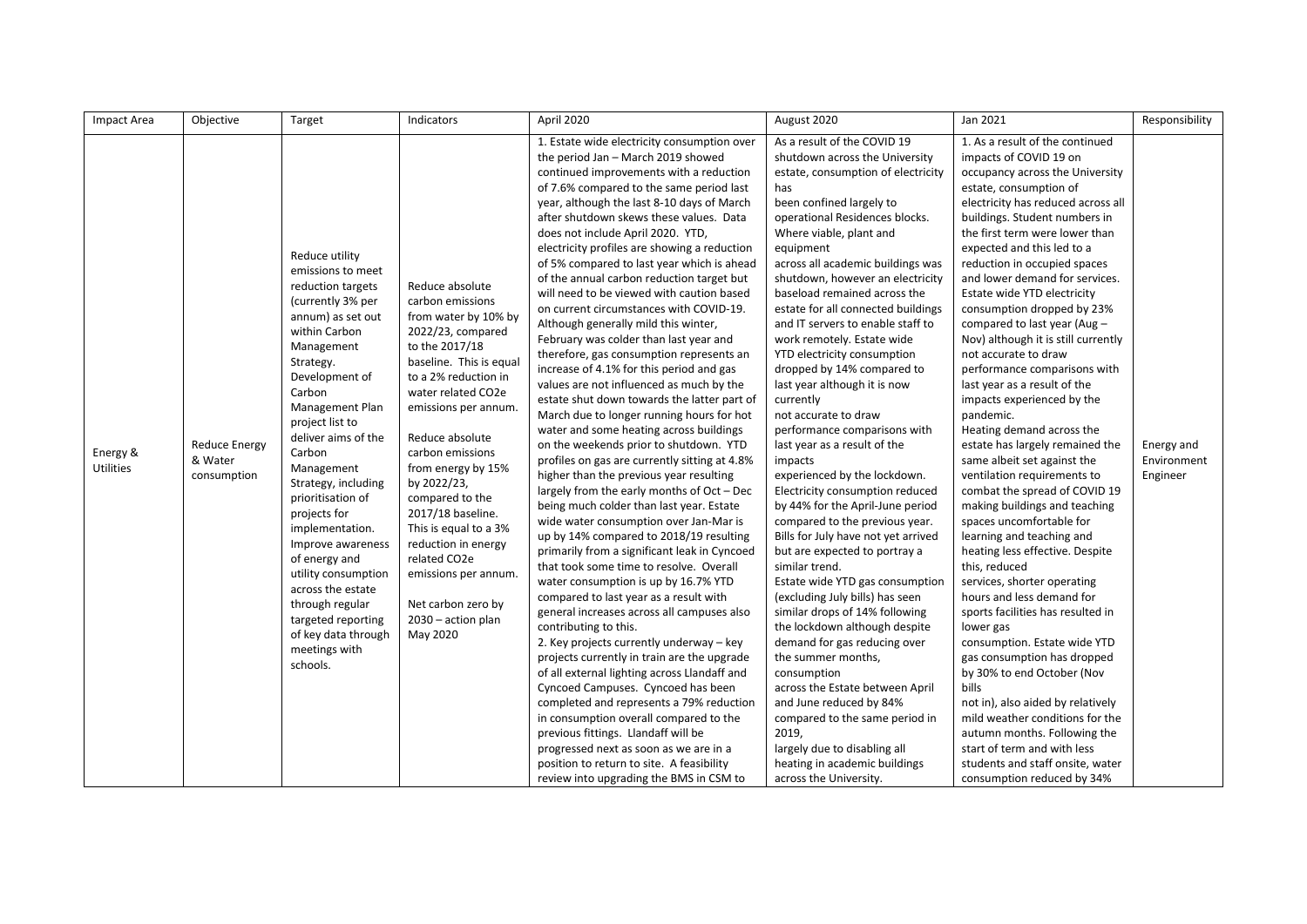| Impact Area | Objective | Target | Indicators | April 2020 | August 2020 | Jan 2021 | Responsibility |
|---|---|---|---|---|---|---|---|
| Energy & Utilities | Reduce Energy & Water consumption | Reduce utility emissions to meet reduction targets (currently 3% per annum) as set out within Carbon Management Strategy. Development of Carbon Management Plan project list to deliver aims of the Carbon Management Strategy, including prioritisation of projects for implementation. Improve awareness of energy and utility consumption across the estate through regular targeted reporting of key data through meetings with schools. | Reduce absolute carbon emissions from water by 10% by 2022/23, compared to the 2017/18 baseline. This is equal to a 2% reduction in water related CO2e emissions per annum.<br><br>Reduce absolute carbon emissions from energy by 15% by 2022/23, compared to the 2017/18 baseline. This is equal to a 3% reduction in energy related CO2e emissions per annum.<br><br>Net carbon zero by 2030 – action plan May 2020 | 1. Estate wide electricity consumption over the period Jan – March 2019 showed continued improvements with a reduction of 7.6% compared to the same period last year, although the last 8-10 days of March after shutdown skews these values. Data does not include April 2020. YTD, electricity profiles are showing a reduction of 5% compared to last year which is ahead of the annual carbon reduction target but will need to be viewed with caution based on current circumstances with COVID-19. Although generally mild this winter, February was colder than last year and therefore, gas consumption represents an increase of 4.1% for this period and gas values are not influenced as much by the estate shut down towards the latter part of March due to longer running hours for hot water and some heating across buildings on the weekends prior to shutdown. YTD profiles on gas are currently sitting at 4.8% higher than the previous year resulting largely from the early months of Oct – Dec being much colder than last year. Estate wide water consumption over Jan-Mar is up by 14% compared to 2018/19 resulting primarily from a significant leak in Cyncoed that took some time to resolve. Overall water consumption is up by 16.7% YTD compared to last year as a result with general increases across all campuses also contributing to this.<br>2. Key projects currently underway – key projects currently in train are the upgrade of all external lighting across Llandaff and Cyncoed Campuses. Cyncoed has been completed and represents a 79% reduction in consumption overall compared to the previous fittings. Llandaff will be progressed next as soon as we are in a position to return to site. A feasibility review into upgrading the BMS in CSM to | As a result of the COVID 19 shutdown across the University estate, consumption of electricity has been confined largely to operational Residences blocks. Where viable, plant and equipment across all academic buildings was shutdown, however an electricity baseload remained across the estate for all connected buildings and IT servers to enable staff to work remotely. Estate wide YTD electricity consumption dropped by 14% compared to last year although it is now currently not accurate to draw performance comparisons with last year as a result of the impacts experienced by the lockdown. Electricity consumption reduced by 44% for the April-June period compared to the previous year. Bills for July have not yet arrived but are expected to portray a similar trend. Estate wide YTD gas consumption (excluding July bills) has seen similar drops of 14% following the lockdown although despite demand for gas reducing over the summer months, consumption across the Estate between April and June reduced by 84% compared to the same period in 2019, largely due to disabling all heating in academic buildings across the University. | 1. As a result of the continued impacts of COVID 19 on occupancy across the University estate, consumption of electricity has reduced across all buildings. Student numbers in the first term were lower than expected and this led to a reduction in occupied spaces and lower demand for services. Estate wide YTD electricity consumption dropped by 23% compared to last year (Aug – Nov) although it is still currently not accurate to draw performance comparisons with last year as a result of the impacts experienced by the pandemic.<br>Heating demand across the estate has largely remained the same albeit set against the ventilation requirements to combat the spread of COVID 19 making buildings and teaching spaces uncomfortable for learning and teaching and heating less effective. Despite this, reduced services, shorter operating hours and less demand for sports facilities has resulted in lower gas consumption. Estate wide YTD gas consumption has dropped by 30% to end October (Nov bills not in), also aided by relatively mild weather conditions for the autumn months. Following the start of term and with less students and staff onsite, water consumption reduced by 34% | Energy and Environment Engineer |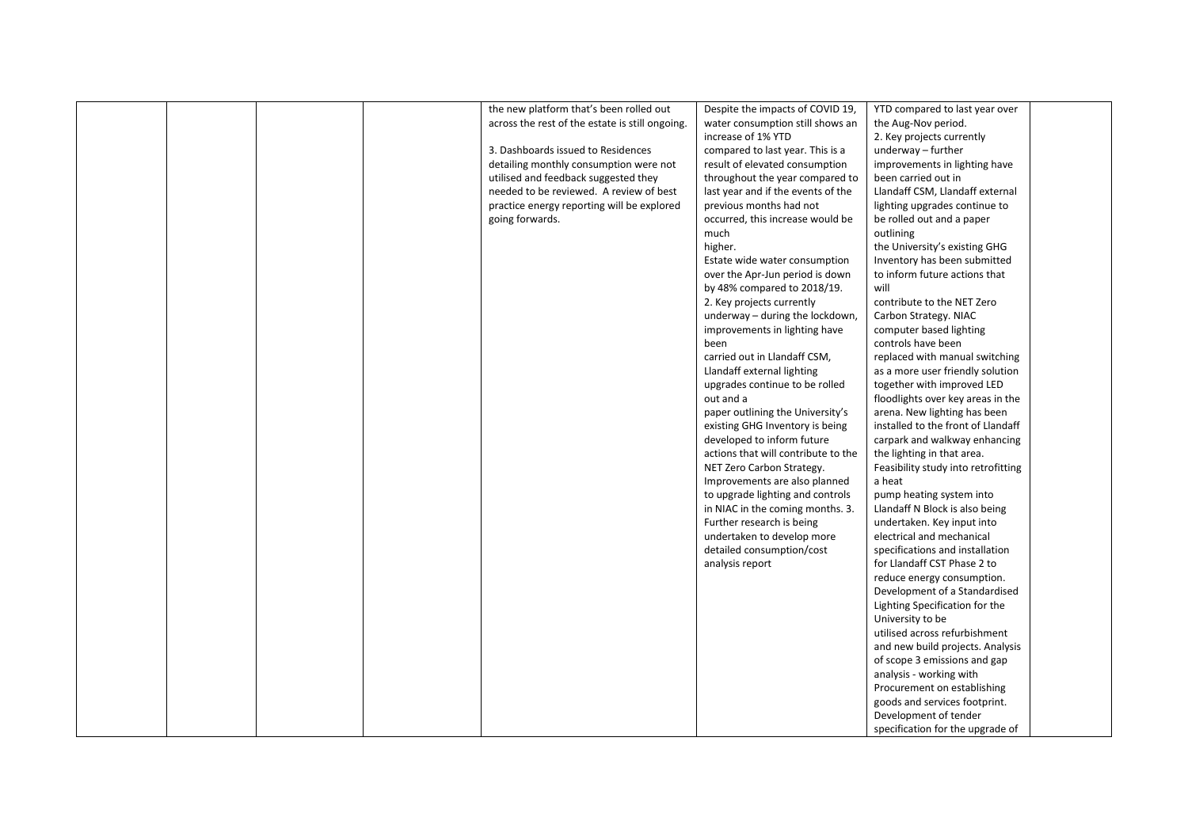|  |  |  |  | the new platform that's been rolled out across the rest of the estate is still ongoing.<br><br>3. Dashboards issued to Residences detailing monthly consumption were not utilised and feedback suggested they needed to be reviewed. A review of best practice energy reporting will be explored going forwards. | Despite the impacts of COVID 19, water consumption still shows an increase of 1% YTD compared to last year. This is a result of elevated consumption throughout the year compared to last year and if the events of the previous months had not occurred, this increase would be much higher.<br>Estate wide water consumption over the Apr-Jun period is down by 48% compared to 2018/19.<br>2. Key projects currently underway – during the lockdown, improvements in lighting have been carried out in Llandaff CSM, Llandaff external lighting upgrades continue to be rolled out and a paper outlining the University's existing GHG Inventory is being developed to inform future actions that will contribute to the NET Zero Carbon Strategy. Improvements are also planned to upgrade lighting and controls in NIAC in the coming months. 3. Further research is being undertaken to develop more detailed consumption/cost analysis report | YTD compared to last year over the Aug-Nov period.<br>2. Key projects currently underway – further improvements in lighting have been carried out in Llandaff CSM, Llandaff external lighting upgrades continue to be rolled out and a paper outlining the University's existing GHG Inventory has been submitted to inform future actions that will contribute to the NET Zero Carbon Strategy. NIAC computer based lighting controls have been replaced with manual switching as a more user friendly solution together with improved LED floodlights over key areas in the arena. New lighting has been installed to the front of Llandaff carpark and walkway enhancing the lighting in that area. Feasibility study into retrofitting a heat pump heating system into Llandaff N Block is also being undertaken. Key input into electrical and mechanical specifications and installation for Llandaff CST Phase 2 to reduce energy consumption. Development of a Standardised Lighting Specification for the University to be utilised across refurbishment and new build projects. Analysis of scope 3 emissions and gap analysis - working with Procurement on establishing goods and services footprint. Development of tender specification for the upgrade of |  |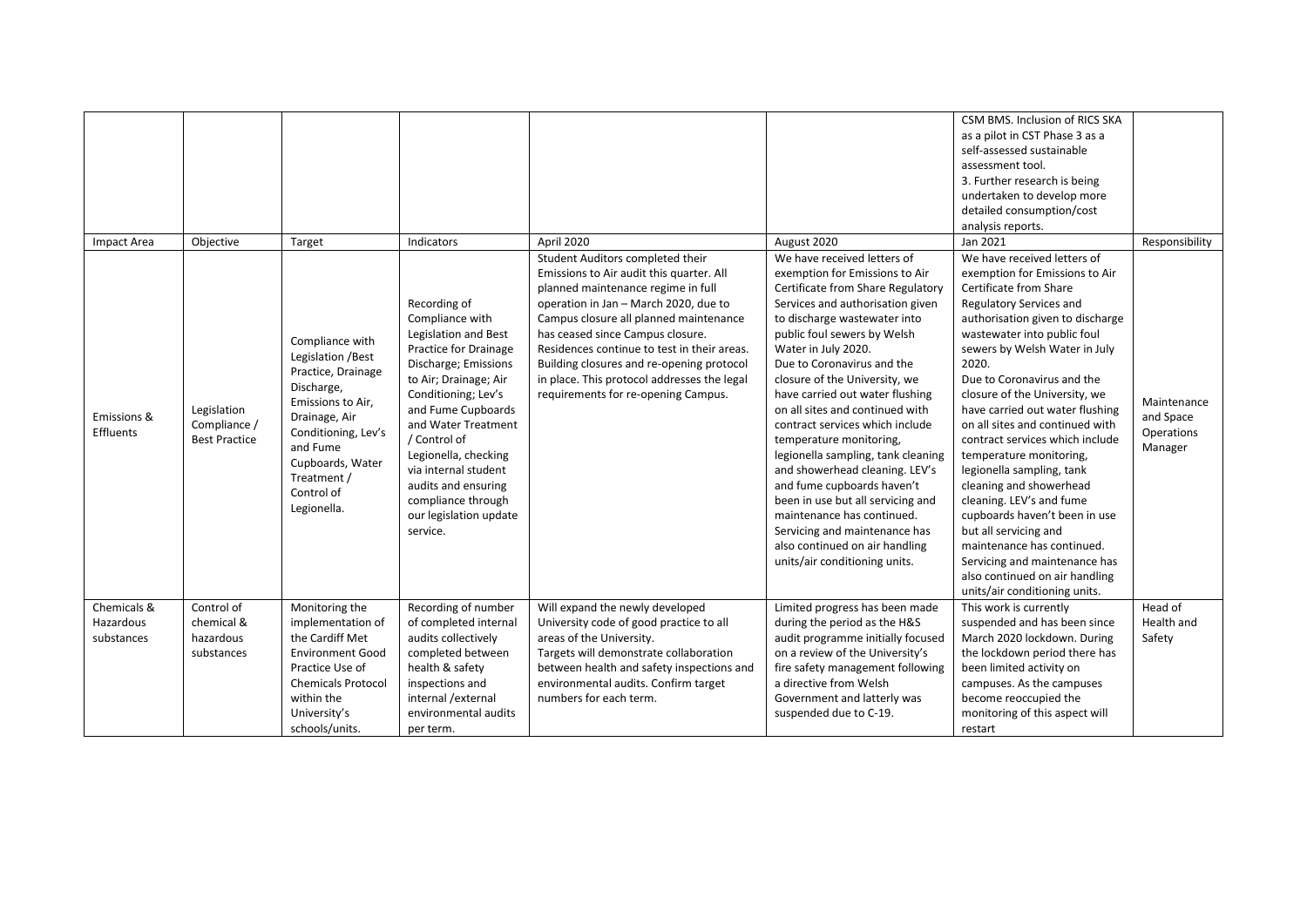| | | | | | | CSM BMS. Inclusion of RICS SKA as a pilot in CST Phase 3 as a self-assessed sustainable assessment tool.<br>3. Further research is being undertaken to develop more detailed consumption/cost analysis reports. | |
|---|---|---|---|---|---|---|---|
| Impact Area | Objective | Target | Indicators | April 2020 | August 2020 | Jan 2021 | Responsibility |
| Emissions & Effluents | Legislation Compliance / Best Practice | Compliance with Legislation /Best Practice, Drainage Discharge, Emissions to Air, Drainage, Air Conditioning, Lev's and Fume Cupboards, Water Treatment / Control of Legionella. | Recording of Compliance with Legislation and Best Practice for Drainage Discharge; Emissions to Air; Drainage; Air Conditioning; Lev's and Fume Cupboards and Water Treatment / Control of Legionella, checking via internal student audits and ensuring compliance through our legislation update service. | Student Auditors completed their Emissions to Air audit this quarter. All planned maintenance regime in full operation in Jan – March 2020, due to Campus closure all planned maintenance has ceased since Campus closure. Residences continue to test in their areas. Building closures and re-opening protocol in place. This protocol addresses the legal requirements for re-opening Campus. | We have received letters of exemption for Emissions to Air Certificate from Share Regulatory Services and authorisation given to discharge wastewater into public foul sewers by Welsh Water in July 2020.<br>Due to Coronavirus and the closure of the University, we have carried out water flushing on all sites and continued with contract services which include temperature monitoring, legionella sampling, tank cleaning and showerhead cleaning. LEV's and fume cupboards haven't been in use but all servicing and maintenance has continued. Servicing and maintenance has also continued on air handling units/air conditioning units. | We have received letters of exemption for Emissions to Air Certificate from Share Regulatory Services and authorisation given to discharge wastewater into public foul sewers by Welsh Water in July 2020.<br>Due to Coronavirus and the closure of the University, we have carried out water flushing on all sites and continued with contract services which include temperature monitoring, legionella sampling, tank cleaning and showerhead cleaning. LEV's and fume cupboards haven't been in use but all servicing and maintenance has continued. Servicing and maintenance has also continued on air handling units/air conditioning units. | Maintenance and Space Operations Manager |
| Chemicals & Hazardous substances | Control of chemical & hazardous substances | Monitoring the implementation of the Cardiff Met Environment Good Practice Use of Chemicals Protocol within the University's schools/units. | Recording of number of completed internal audits collectively completed between health & safety inspections and internal /external environmental audits per term. | Will expand the newly developed University code of good practice to all areas of the University.<br>Targets will demonstrate collaboration between health and safety inspections and environmental audits. Confirm target numbers for each term. | Limited progress has been made during the period as the H&S audit programme initially focused on a review of the University's fire safety management following a directive from Welsh Government and latterly was suspended due to C-19. | This work is currently suspended and has been since March 2020 lockdown. During the lockdown period there has been limited activity on campuses. As the campuses become reoccupied the monitoring of this aspect will restart | Head of Health and Safety |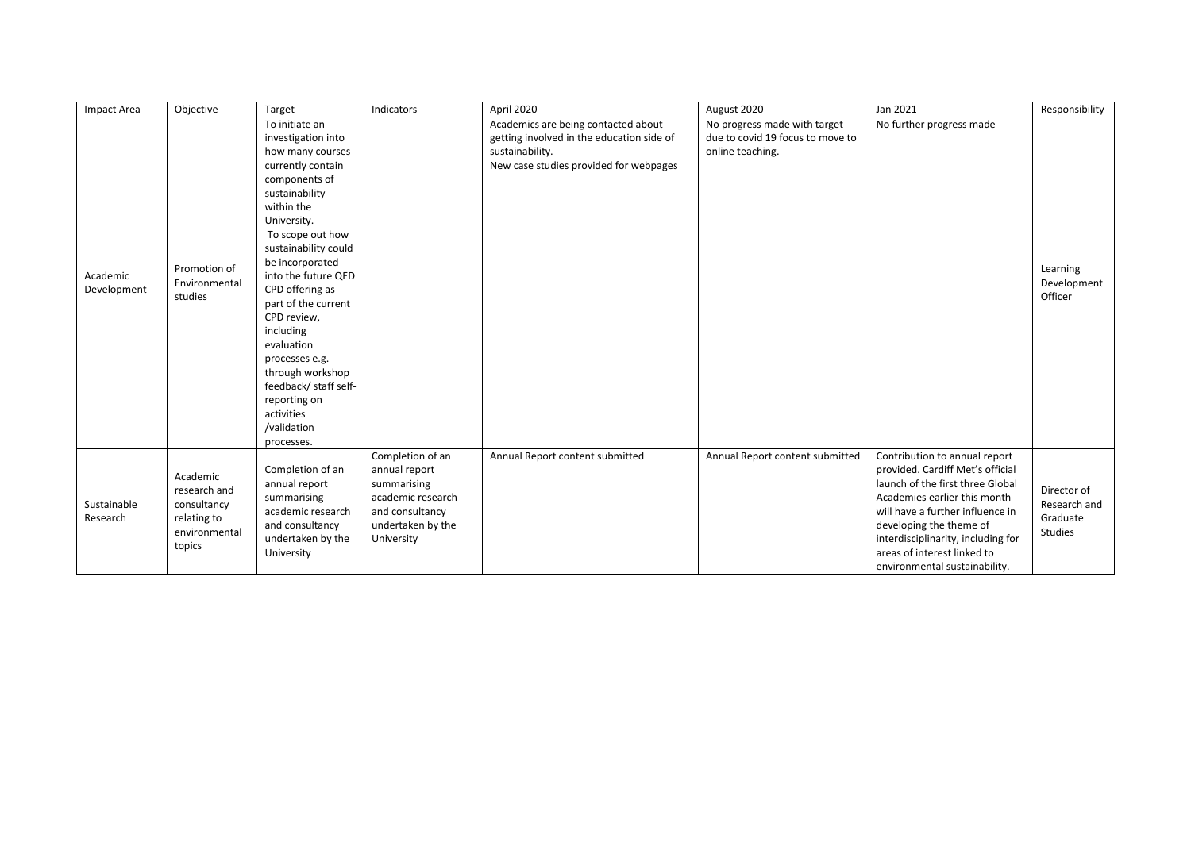| Impact Area | Objective | Target | Indicators | April 2020 | August 2020 | Jan 2021 | Responsibility |
|---|---|---|---|---|---|---|---|
| Academic Development | Promotion of Environmental studies | To initiate an investigation into how many courses currently contain components of sustainability within the University. To scope out how sustainability could be incorporated into the future QED CPD offering as part of the current CPD review, including evaluation processes e.g. through workshop feedback/ staff self-reporting on activities /validation processes. | | Academics are being contacted about getting involved in the education side of sustainability. New case studies provided for webpages | No progress made with target due to covid 19 focus to move to online teaching. | No further progress made | Learning Development Officer |
| Sustainable Research | Academic research and consultancy relating to environmental topics | Completion of an annual report summarising academic research and consultancy undertaken by the University | Completion of an annual report summarising academic research and consultancy undertaken by the University | Annual Report content submitted | Annual Report content submitted | Contribution to annual report provided. Cardiff Met's official launch of the first three Global Academies earlier this month will have a further influence in developing the theme of interdisciplinarity, including for areas of interest linked to environmental sustainability. | Director of Research and Graduate Studies |